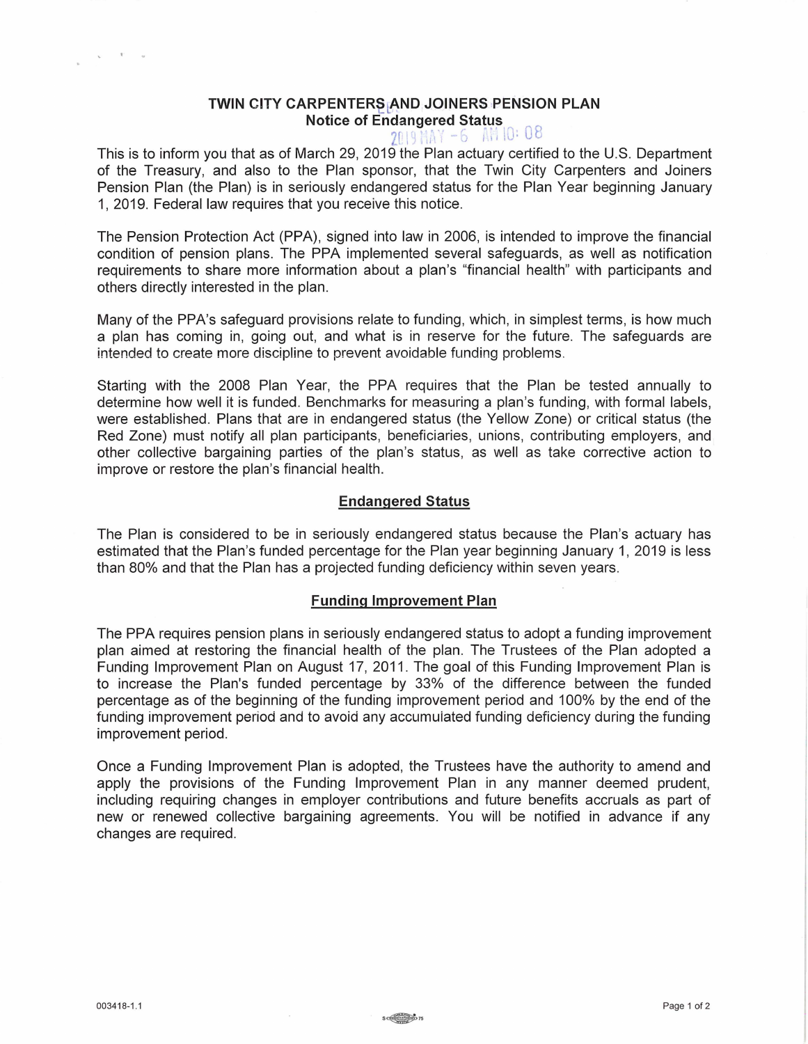# TWIN CITY CARPENTERS AND JOINERS PENSION PLAN
## Notice of Endangered Status

2019 MAY -6 AM 10: 08

This is to inform you that as of March 29, 2019 the Plan actuary certified to the U.S. Department of the Treasury, and also to the Plan sponsor, that the Twin City Carpenters and Joiners Pension Plan (the Plan) is in seriously endangered status for the Plan Year beginning January 1, 2019. Federal law requires that you receive this notice.

The Pension Protection Act (PPA), signed into law in 2006, is intended to improve the financial condition of pension plans. The PPA implemented several safeguards, as well as notification requirements to share more information about a plan's "financial health" with participants and others directly interested in the plan.

Many of the PPA's safeguard provisions relate to funding, which, in simplest terms, is how much a plan has coming in, going out, and what is in reserve for the future. The safeguards are intended to create more discipline to prevent avoidable funding problems.

Starting with the 2008 Plan Year, the PPA requires that the Plan be tested annually to determine how well it is funded. Benchmarks for measuring a plan's funding, with formal labels, were established. Plans that are in endangered status (the Yellow Zone) or critical status (the Red Zone) must notify all plan participants, beneficiaries, unions, contributing employers, and other collective bargaining parties of the plan's status, as well as take corrective action to improve or restore the plan's financial health.

### Endangered Status

The Plan is considered to be in seriously endangered status because the Plan's actuary has estimated that the Plan's funded percentage for the Plan year beginning January 1, 2019 is less than 80% and that the Plan has a projected funding deficiency within seven years.

### Funding Improvement Plan

The PPA requires pension plans in seriously endangered status to adopt a funding improvement plan aimed at restoring the financial health of the plan. The Trustees of the Plan adopted a Funding Improvement Plan on August 17, 2011. The goal of this Funding Improvement Plan is to increase the Plan's funded percentage by 33% of the difference between the funded percentage as of the beginning of the funding improvement period and 100% by the end of the funding improvement period and to avoid any accumulated funding deficiency during the funding improvement period.

Once a Funding Improvement Plan is adopted, the Trustees have the authority to amend and apply the provisions of the Funding Improvement Plan in any manner deemed prudent, including requiring changes in employer contributions and future benefits accruals as part of new or renewed collective bargaining agreements. You will be notified in advance if any changes are required.

003418-1.1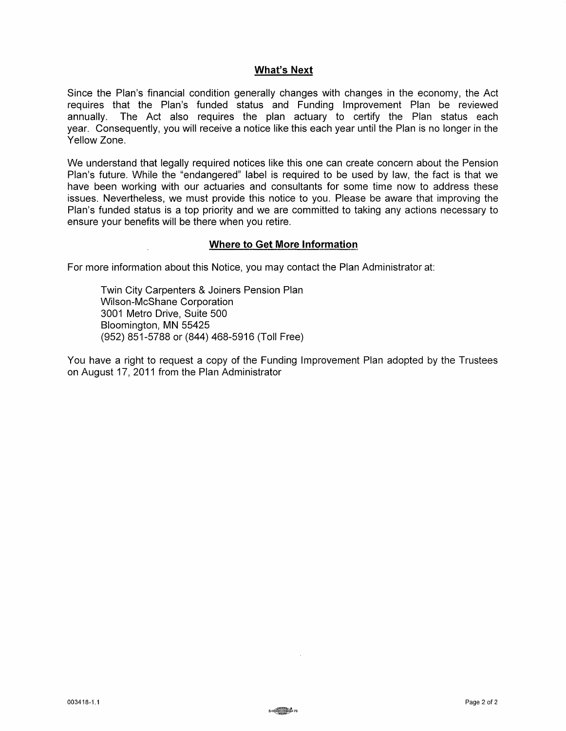## What's Next

Since the Plan's financial condition generally changes with changes in the economy, the Act requires that the Plan's funded status and Funding Improvement Plan be reviewed annually. The Act also requires the plan actuary to certify the Plan status each year. Consequently, you will receive a notice like this each year until the Plan is no longer in the Yellow Zone.

We understand that legally required notices like this one can create concern about the Pension Plan's future. While the "endangered" label is required to be used by law, the fact is that we have been working with our actuaries and consultants for some time now to address these issues. Nevertheless, we must provide this notice to you. Please be aware that improving the Plan's funded status is a top priority and we are committed to taking any actions necessary to ensure your benefits will be there when you retire.

## Where to Get More Information

For more information about this Notice, you may contact the Plan Administrator at:

Twin City Carpenters & Joiners Pension Plan
Wilson-McShane Corporation
3001 Metro Drive, Suite 500
Bloomington, MN 55425
(952) 851-5788 or (844) 468-5916 (Toll Free)

You have a right to request a copy of the Funding Improvement Plan adopted by the Trustees on August 17, 2011 from the Plan Administrator

003418-1.1